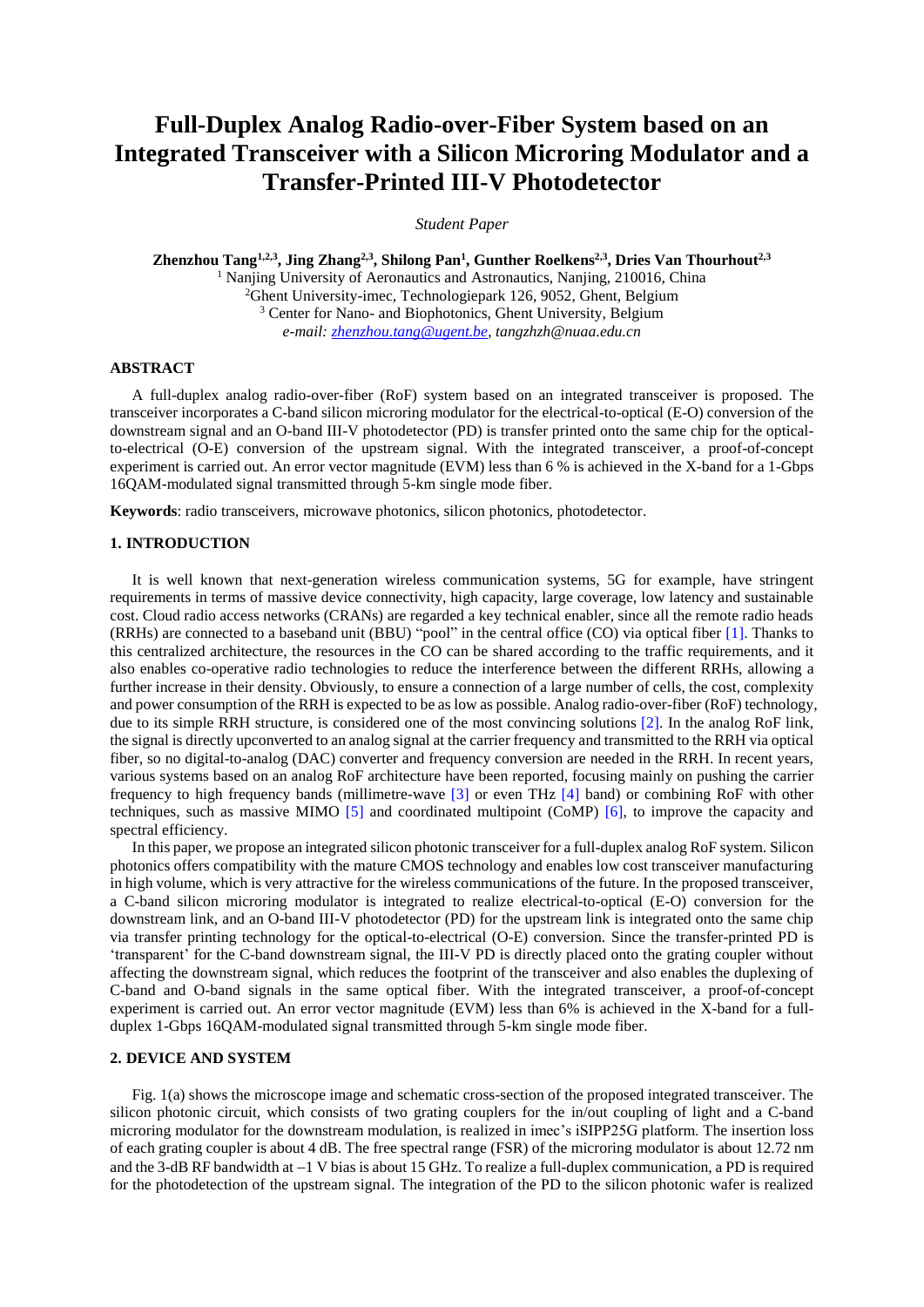# Full-Duplex Analog Radio-over-Fiber System based on an Integrated Transceiver with a Silicon Microring Modulator and a Transfer-Printed III-V Photodetector

*Student Paper*

**Zhenzhou Tang[1,2,3], Jing Zhang[2,3], Shilong Pan[1], Gunther Roelkens[2,3], Dries Van Thourhout[2,3]**

[1] Nanjing University of Aeronautics and Astronautics, Nanjing, 210016, China
[2]Ghent University-imec, Technologiepark 126, 9052, Ghent, Belgium
[3] Center for Nano- and Biophotonics, Ghent University, Belgium
*e-mail: zhenzhou.tang@ugent.be, tangzhzh@nuaa.edu.cn*

### ABSTRACT

A full-duplex analog radio-over-fiber (RoF) system based on an integrated transceiver is proposed. The transceiver incorporates a C-band silicon microring modulator for the electrical-to-optical (E-O) conversion of the downstream signal and an O-band III-V photodetector (PD) is transfer printed onto the same chip for the optical-to-electrical (O-E) conversion of the upstream signal. With the integrated transceiver, a proof-of-concept experiment is carried out. An error vector magnitude (EVM) less than 6 % is achieved in the X-band for a 1-Gbps 16QAM-modulated signal transmitted through 5-km single mode fiber.

**Keywords**: radio transceivers, microwave photonics, silicon photonics, photodetector.

### 1. INTRODUCTION

It is well known that next-generation wireless communication systems, 5G for example, have stringent requirements in terms of massive device connectivity, high capacity, large coverage, low latency and sustainable cost. Cloud radio access networks (CRANs) are regarded a key technical enabler, since all the remote radio heads (RRHs) are connected to a baseband unit (BBU) "pool" in the central office (CO) via optical fiber [1]. Thanks to this centralized architecture, the resources in the CO can be shared according to the traffic requirements, and it also enables co-operative radio technologies to reduce the interference between the different RRHs, allowing a further increase in their density. Obviously, to ensure a connection of a large number of cells, the cost, complexity and power consumption of the RRH is expected to be as low as possible. Analog radio-over-fiber (RoF) technology, due to its simple RRH structure, is considered one of the most convincing solutions [2]. In the analog RoF link, the signal is directly upconverted to an analog signal at the carrier frequency and transmitted to the RRH via optical fiber, so no digital-to-analog (DAC) converter and frequency conversion are needed in the RRH. In recent years, various systems based on an analog RoF architecture have been reported, focusing mainly on pushing the carrier frequency to high frequency bands (millimetre-wave [3] or even THz [4] band) or combining RoF with other techniques, such as massive MIMO [5] and coordinated multipoint (CoMP) [6], to improve the capacity and spectral efficiency.

In this paper, we propose an integrated silicon photonic transceiver for a full-duplex analog RoF system. Silicon photonics offers compatibility with the mature CMOS technology and enables low cost transceiver manufacturing in high volume, which is very attractive for the wireless communications of the future. In the proposed transceiver, a C-band silicon microring modulator is integrated to realize electrical-to-optical (E-O) conversion for the downstream link, and an O-band III-V photodetector (PD) for the upstream link is integrated onto the same chip via transfer printing technology for the optical-to-electrical (O-E) conversion. Since the transfer-printed PD is 'transparent' for the C-band downstream signal, the III-V PD is directly placed onto the grating coupler without affecting the downstream signal, which reduces the footprint of the transceiver and also enables the duplexing of C-band and O-band signals in the same optical fiber. With the integrated transceiver, a proof-of-concept experiment is carried out. An error vector magnitude (EVM) less than 6% is achieved in the X-band for a full-duplex 1-Gbps 16QAM-modulated signal transmitted through 5-km single mode fiber.

### 2. DEVICE AND SYSTEM

Fig. 1(a) shows the microscope image and schematic cross-section of the proposed integrated transceiver. The silicon photonic circuit, which consists of two grating couplers for the in/out coupling of light and a C-band microring modulator for the downstream modulation, is realized in imec's iSIPP25G platform. The insertion loss of each grating coupler is about 4 dB. The free spectral range (FSR) of the microring modulator is about 12.72 nm and the 3-dB RF bandwidth at −1 V bias is about 15 GHz. To realize a full-duplex communication, a PD is required for the photodetection of the upstream signal. The integration of the PD to the silicon photonic wafer is realized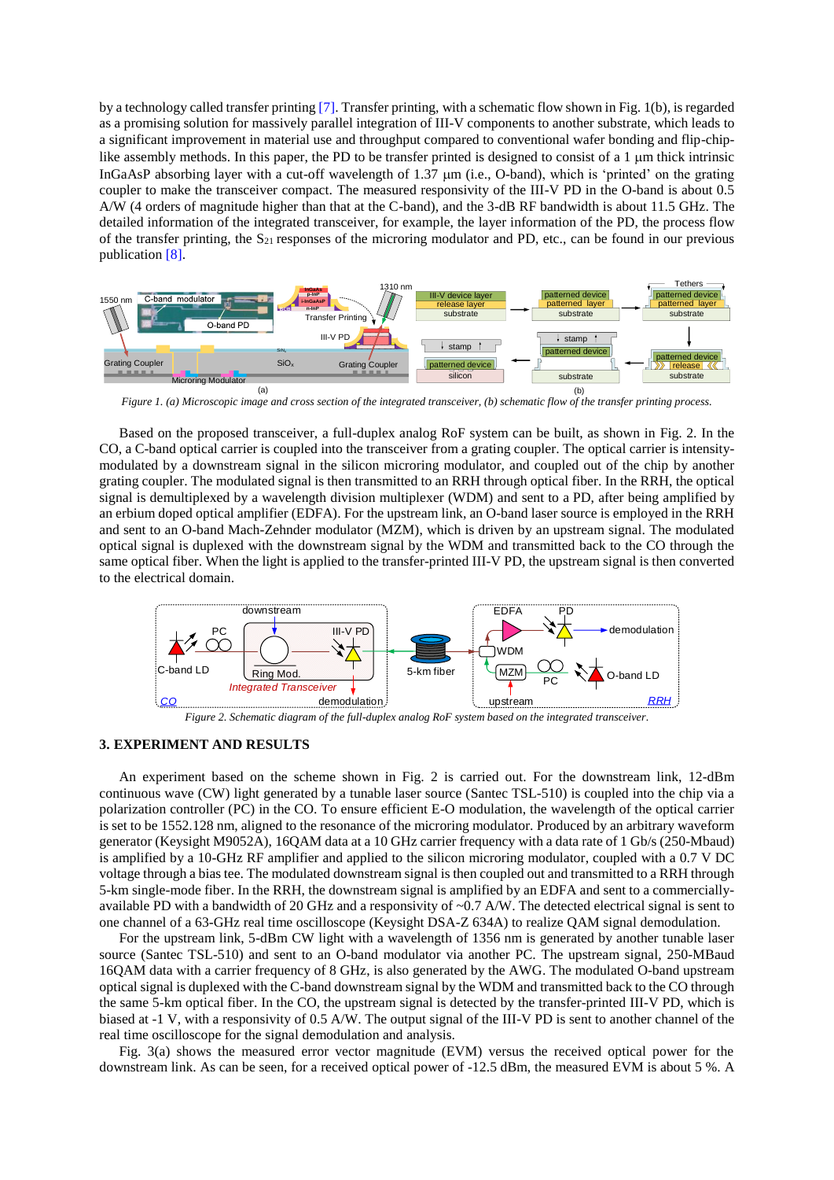by a technology called transfer printing [7]. Transfer printing, with a schematic flow shown in Fig. 1(b), is regarded as a promising solution for massively parallel integration of III-V components to another substrate, which leads to a significant improvement in material use and throughput compared to conventional wafer bonding and flip-chip-like assembly methods. In this paper, the PD to be transfer printed is designed to consist of a 1 µm thick intrinsic InGaAsP absorbing layer with a cut-off wavelength of 1.37 µm (i.e., O-band), which is 'printed' on the grating coupler to make the transceiver compact. The measured responsivity of the III-V PD in the O-band is about 0.5 A/W (4 orders of magnitude higher than that at the C-band), and the 3-dB RF bandwidth is about 11.5 GHz. The detailed information of the integrated transceiver, for example, the layer information of the PD, the process flow of the transfer printing, the $S_{21}$ responses of the microring modulator and PD, etc., can be found in our previous publication [8].

*Figure 1. (a) Microscopic image and cross section of the integrated transceiver, (b) schematic flow of the transfer printing process.*

Based on the proposed transceiver, a full-duplex analog RoF system can be built, as shown in Fig. 2. In the CO, a C-band optical carrier is coupled into the transceiver from a grating coupler. The optical carrier is intensity-modulated by a downstream signal in the silicon microring modulator, and coupled out of the chip by another grating coupler. The modulated signal is then transmitted to an RRH through optical fiber. In the RRH, the optical signal is demultiplexed by a wavelength division multiplexer (WDM) and sent to a PD, after being amplified by an erbium doped optical amplifier (EDFA). For the upstream link, an O-band laser source is employed in the RRH and sent to an O-band Mach-Zehnder modulator (MZM), which is driven by an upstream signal. The modulated optical signal is duplexed with the downstream signal by the WDM and transmitted back to the CO through the same optical fiber. When the light is applied to the transfer-printed III-V PD, the upstream signal is then converted to the electrical domain.

*Figure 2. Schematic diagram of the full-duplex analog RoF system based on the integrated transceiver.*

## 3. EXPERIMENT AND RESULTS

An experiment based on the scheme shown in Fig. 2 is carried out. For the downstream link, 12-dBm continuous wave (CW) light generated by a tunable laser source (Santec TSL-510) is coupled into the chip via a polarization controller (PC) in the CO. To ensure efficient E-O modulation, the wavelength of the optical carrier is set to be 1552.128 nm, aligned to the resonance of the microring modulator. Produced by an arbitrary waveform generator (Keysight M9052A), 16QAM data at a 10 GHz carrier frequency with a data rate of 1 Gb/s (250-Mbaud) is amplified by a 10-GHz RF amplifier and applied to the silicon microring modulator, coupled with a 0.7 V DC voltage through a bias tee. The modulated downstream signal is then coupled out and transmitted to a RRH through 5-km single-mode fiber. In the RRH, the downstream signal is amplified by an EDFA and sent to a commercially-available PD with a bandwidth of 20 GHz and a responsivity of ~0.7 A/W. The detected electrical signal is sent to one channel of a 63-GHz real time oscilloscope (Keysight DSA-Z 634A) to realize QAM signal demodulation.

For the upstream link, 5-dBm CW light with a wavelength of 1356 nm is generated by another tunable laser source (Santec TSL-510) and sent to an O-band modulator via another PC. The upstream signal, 250-MBaud 16QAM data with a carrier frequency of 8 GHz, is also generated by the AWG. The modulated O-band upstream optical signal is duplexed with the C-band downstream signal by the WDM and transmitted back to the CO through the same 5-km optical fiber. In the CO, the upstream signal is detected by the transfer-printed III-V PD, which is biased at -1 V, with a responsivity of 0.5 A/W. The output signal of the III-V PD is sent to another channel of the real time oscilloscope for the signal demodulation and analysis.

Fig. 3(a) shows the measured error vector magnitude (EVM) versus the received optical power for the downstream link. As can be seen, for a received optical power of -12.5 dBm, the measured EVM is about 5 %. A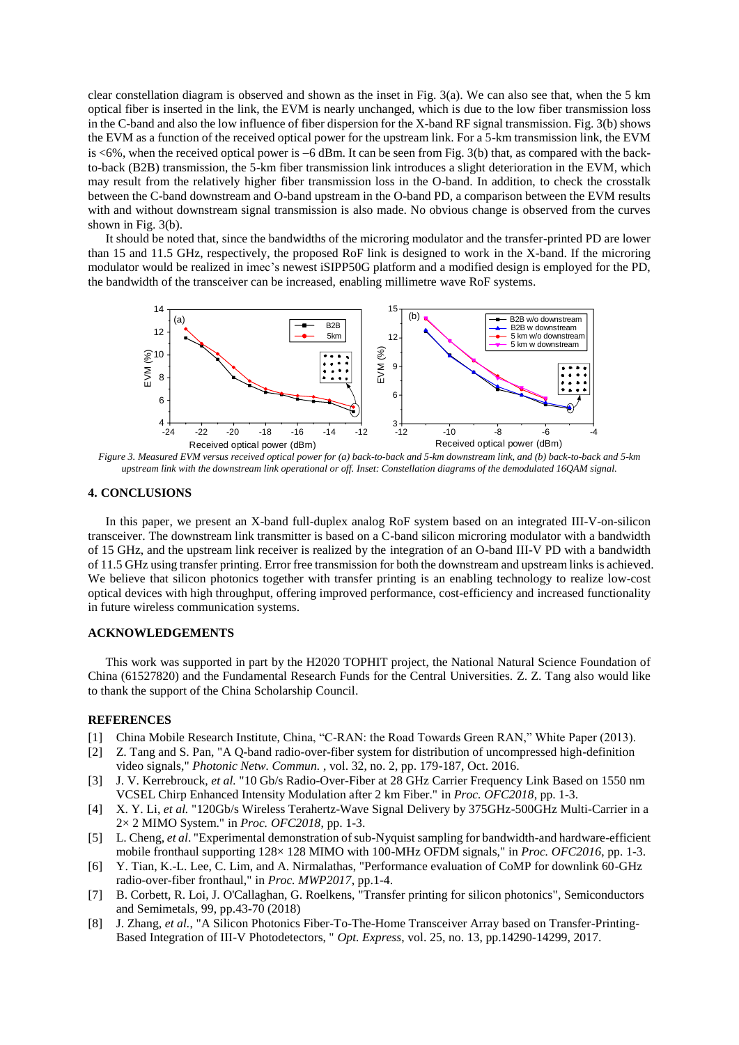clear constellation diagram is observed and shown as the inset in Fig. 3(a). We can also see that, when the 5 km optical fiber is inserted in the link, the EVM is nearly unchanged, which is due to the low fiber transmission loss in the C-band and also the low influence of fiber dispersion for the X-band RF signal transmission. Fig. 3(b) shows the EVM as a function of the received optical power for the upstream link. For a 5-km transmission link, the EVM is <6%, when the received optical power is −6 dBm. It can be seen from Fig. 3(b) that, as compared with the back-to-back (B2B) transmission, the 5-km fiber transmission link introduces a slight deterioration in the EVM, which may result from the relatively higher fiber transmission loss in the O-band. In addition, to check the crosstalk between the C-band downstream and O-band upstream in the O-band PD, a comparison between the EVM results with and without downstream signal transmission is also made. No obvious change is observed from the curves shown in Fig. 3(b).

It should be noted that, since the bandwidths of the microring modulator and the transfer-printed PD are lower than 15 and 11.5 GHz, respectively, the proposed RoF link is designed to work in the X-band. If the microring modulator would be realized in imec's newest iSIPP50G platform and a modified design is employed for the PD, the bandwidth of the transceiver can be increased, enabling millimetre wave RoF systems.

(a)
EVM (%)
14
12
10
8
6
4
-24 -22 -20 -18 -16 -14 -12
Received optical power (dBm)
B2B
5km

(b)
EVM (%)
15
12
9
6
3
-12 -10 -8 -6 -4
Received optical power (dBm)
B2B w/o downstream
B2B w downstream
5 km w/o downstream
5 km w downstream

*Figure 3. Measured EVM versus received optical power for (a) back-to-back and 5-km downstream link, and (b) back-to-back and 5-km upstream link with the downstream link operational or off. Inset: Constellation diagrams of the demodulated 16QAM signal.*

## 4. CONCLUSIONS

In this paper, we present an X-band full-duplex analog RoF system based on an integrated III-V-on-silicon transceiver. The downstream link transmitter is based on a C-band silicon microring modulator with a bandwidth of 15 GHz, and the upstream link receiver is realized by the integration of an O-band III-V PD with a bandwidth of 11.5 GHz using transfer printing. Error free transmission for both the downstream and upstream links is achieved. We believe that silicon photonics together with transfer printing is an enabling technology to realize low-cost optical devices with high throughput, offering improved performance, cost-efficiency and increased functionality in future wireless communication systems.

## ACKNOWLEDGEMENTS

This work was supported in part by the H2020 TOPHIT project, the National Natural Science Foundation of China (61527820) and the Fundamental Research Funds for the Central Universities. Z. Z. Tang also would like to thank the support of the China Scholarship Council.

## REFERENCES

[1] China Mobile Research Institute, China, "C-RAN: the Road Towards Green RAN," White Paper (2013).

[2] Z. Tang and S. Pan, "A Q-band radio-over-fiber system for distribution of uncompressed high-definition video signals," *Photonic Netw. Commun.* , vol. 32, no. 2, pp. 179-187, Oct. 2016.

[3] J. V. Kerrebrouck, *et al.* "10 Gb/s Radio-Over-Fiber at 28 GHz Carrier Frequency Link Based on 1550 nm VCSEL Chirp Enhanced Intensity Modulation after 2 km Fiber." in *Proc. OFC2018*, pp. 1-3.

[4] X. Y. Li, *et al.* "120Gb/s Wireless Terahertz-Wave Signal Delivery by 375GHz-500GHz Multi-Carrier in a 2× 2 MIMO System." in *Proc. OFC2018*, pp. 1-3.

[5] L. Cheng, *et al*. "Experimental demonstration of sub-Nyquist sampling for bandwidth-and hardware-efficient mobile fronthaul supporting 128× 128 MIMO with 100-MHz OFDM signals," in *Proc. OFC2016*, pp. 1-3.

[6] Y. Tian, K.-L. Lee, C. Lim, and A. Nirmalathas, "Performance evaluation of CoMP for downlink 60-GHz radio-over-fiber fronthaul," in *Proc. MWP2017*, pp.1-4.

[7] B. Corbett, R. Loi, J. O'Callaghan, G. Roelkens, "Transfer printing for silicon photonics", Semiconductors and Semimetals, 99, pp.43-70 (2018)

[8] J. Zhang, *et al.*, "A Silicon Photonics Fiber-To-The-Home Transceiver Array based on Transfer-Printing-Based Integration of III-V Photodetectors, " *Opt. Express*, vol. 25, no. 13, pp.14290-14299, 2017.